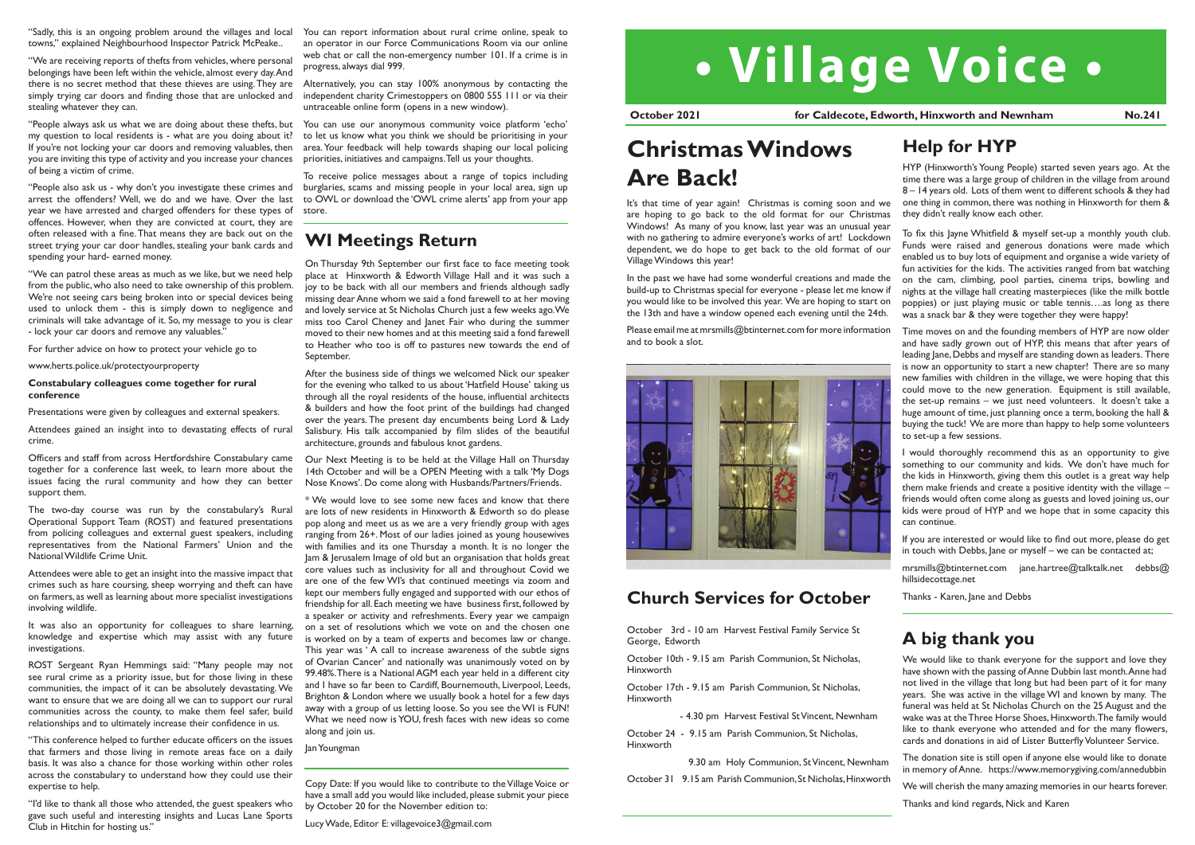"Sadly, this is an ongoing problem around the villages and local towns," explained Neighbourhood Inspector Patrick McPeake..

"We are receiving reports of thefts from vehicles, where personal belongings have been left within the vehicle, almost every day. And there is no secret method that these thieves are using. They are simply trying car doors and finding those that are unlocked and stealing whatever they can.

"People always ask us what we are doing about these thefts, but my question to local residents is - what are you doing about it? If you're not locking your car doors and removing valuables, then you are inviting this type of activity and you increase your chances of being a victim of crime.

"People also ask us - why don't you investigate these crimes and arrest the offenders? Well, we do and we have. Over the last year we have arrested and charged offenders for these types of offences. However, when they are convicted at court, they are often released with a fine. That means they are back out on the street trying your car door handles, stealing your bank cards and spending your hard- earned money.

"We can patrol these areas as much as we like, but we need help from the public, who also need to take ownership of this problem. We're not seeing cars being broken into or special devices being used to unlock them - this is simply down to negligence and criminals will take advantage of it. So, my message to you is clear - lock your car doors and remove any valuables."

For further advice on how to protect your vehicle go to

www.herts.police.uk/protectyourproperty

**Constabulary colleagues come together for rural conference**

Presentations were given by colleagues and external speakers.

Attendees gained an insight into to devastating effects of rural crime.

Officers and staff from across Hertfordshire Constabulary came together for a conference last week, to learn more about the issues facing the rural community and how they can better support them.

The two-day course was run by the constabulary's Rural Operational Support Team (ROST) and featured presentations from policing colleagues and external guest speakers, including representatives from the National Farmers' Union and the National Wildlife Crime Unit.

Attendees were able to get an insight into the massive impact that crimes such as hare coursing, sheep worrying and theft can have on farmers, as well as learning about more specialist investigations involving wildlife.

It was also an opportunity for colleagues to share learning, knowledge and expertise which may assist with any future investigations.

ROST Sergeant Ryan Hemmings said: "Many people may not see rural crime as a priority issue, but for those living in these communities, the impact of it can be absolutely devastating. We want to ensure that we are doing all we can to support our rural communities across the county, to make them feel safer, build relationships and to ultimately increase their confidence in us.

"This conference helped to further educate officers on the issues that farmers and those living in remote areas face on a daily basis. It was also a chance for those working within other roles across the constabulary to understand how they could use their expertise to help.

"I'd like to thank all those who attended, the guest speakers who gave such useful and interesting insights and Lucas Lane Sports Club in Hitchin for hosting us."

You can report information about rural crime online, speak to an operator in our Force Communications Room via our online web chat or call the non-emergency number 101. If a crime is in progress, always dial 999.

Alternatively, you can stay 100% anonymous by contacting the independent charity Crimestoppers on 0800 555 111 or via their untraceable online form (opens in a new window).

You can use our anonymous community voice platform 'echo' to let us know what you think we should be prioritising in your area. Your feedback will help towards shaping our local policing priorities, initiatives and campaigns. Tell us your thoughts.

To receive police messages about a range of topics including burglaries, scams and missing people in your local area, sign up to OWL or download the 'OWL crime alerts' app from your app store.

## WI Meetings Return

On Thursday 9th September our first face to face meeting took place at Hinxworth & Edworth Village Hall and it was such a joy to be back with all our members and friends although sadly missing dear Anne whom we said a fond farewell to at her moving and lovely service at St Nicholas Church just a few weeks ago. We miss too Carol Cheney and Janet Fair who during the summer moved to their new homes and at this meeting said a fond farewell to Heather who too is off to pastures new towards the end of September.

After the business side of things we welcomed Nick our speaker for the evening who talked to us about 'Hatfield House' taking us through all the royal residents of the house, influential architects & builders and how the foot print of the buildings had changed over the years. The present day encumbents being Lord & Lady Salisbury. His talk accompanied by film slides of the beautiful architecture, grounds and fabulous knot gardens.

Our Next Meeting is to be held at the Village Hall on Thursday 14th October and will be a OPEN Meeting with a talk 'My Dogs Nose Knows'. Do come along with Husbands/Partners/Friends.

* We would love to see some new faces and know that there are lots of new residents in Hinxworth & Edworth so do please pop along and meet us as we are a very friendly group with ages ranging from 26+. Most of our ladies joined as young housewives with families and its one Thursday a month. It is no longer the Jam & Jerusalem Image of old but an organisation that holds great core values such as inclusivity for all and throughout Covid we are one of the few WI's that continued meetings via zoom and kept our members fully engaged and supported with our ethos of friendship for all. Each meeting we have business first, followed by a speaker or activity and refreshments. Every year we campaign on a set of resolutions which we vote on and the chosen one is worked on by a team of experts and becomes law or change. This year was ' A call to increase awareness of the subtle signs of Ovarian Cancer' and nationally was unanimously voted on by 99.48%. There is a National AGM each year held in a different city and I have so far been to Cardiff, Bournemouth, Liverpool, Leeds, Brighton & London where we usually book a hotel for a few days away with a group of us letting loose. So you see the WI is FUN! What we need now is YOU, fresh faces with new ideas so come along and join us.

Jan Youngman

Copy Date: If you would like to contribute to the Village Voice or have a small add you would like included, please submit your piece by October 20 for the November edition to:

Lucy Wade, Editor E: villagevoice3@gmail.com

# • Village Voice •

**October 2021** **for Caldecote, Edworth, Hinxworth and Newnham** **No.241**

## Christmas Windows Are Back!

It's that time of year again! Christmas is coming soon and we are hoping to go back to the old format for our Christmas Windows! As many of you know, last year was an unusual year with no gathering to admire everyone's works of art! Lockdown dependent, we do hope to get back to the old format of our Village Windows this year!

In the past we have had some wonderful creations and made the build-up to Christmas special for everyone - please let me know if you would like to be involved this year. We are hoping to start on the 13th and have a window opened each evening until the 24th.

Please email me at mrsmills@btinternet.com for more information and to book a slot.

## Church Services for October

October 3rd - 10 am Harvest Festival Family Service St George, Edworth

October 10th - 9.15 am Parish Communion, St Nicholas, Hinxworth

October 17th - 9.15 am Parish Communion, St Nicholas, Hinxworth

- 4.30 pm Harvest Festival St Vincent, Newnham

October 24 - 9.15 am Parish Communion, St Nicholas, Hinxworth

9.30 am Holy Communion, St Vincent, Newnham

October 31 9.15 am Parish Communion, St Nicholas, Hinxworth

## Help for HYP

HYP (Hinxworth's Young People) started seven years ago. At the time there was a large group of children in the village from around 8 – 14 years old. Lots of them went to different schools & they had one thing in common, there was nothing in Hinxworth for them & they didn't really know each other.

To fix this Jayne Whitfield & myself set-up a monthly youth club. Funds were raised and generous donations were made which enabled us to buy lots of equipment and organise a wide variety of fun activities for the kids. The activities ranged from bat watching on the cam, climbing, pool parties, cinema trips, bowling and nights at the village hall creating masterpieces (like the milk bottle poppies) or just playing music or table tennis….as long as there was a snack bar & they were together they were happy!

Time moves on and the founding members of HYP are now older and have sadly grown out of HYP, this means that after years of leading Jane, Debbs and myself are standing down as leaders. There is now an opportunity to start a new chapter! There are so many new families with children in the village, we were hoping that this could move to the new generation. Equipment is still available, the set-up remains – we just need volunteers. It doesn't take a huge amount of time, just planning once a term, booking the hall & buying the tuck! We are more than happy to help some volunteers to set-up a few sessions.

I would thoroughly recommend this as an opportunity to give something to our community and kids. We don't have much for the kids in Hinxworth, giving them this outlet is a great way help them make friends and create a positive identity with the village – friends would often come along as guests and loved joining us, our kids were proud of HYP and we hope that in some capacity this can continue.

If you are interested or would like to find out more, please do get in touch with Debbs, Jane or myself – we can be contacted at;

mrsmills@btinternet.com jane.hartree@talktalk.net debbs@hillsidecottage.net

Thanks - Karen, Jane and Debbs

## A big thank you

We would like to thank everyone for the support and love they have shown with the passing of Anne Dubbin last month. Anne had not lived in the village that long but had been part of it for many years. She was active in the village WI and known by many. The funeral was held at St Nicholas Church on the 25 August and the wake was at the Three Horse Shoes, Hinxworth. The family would like to thank everyone who attended and for the many flowers, cards and donations in aid of Lister Butterfly Volunteer Service.

The donation site is still open if anyone else would like to donate in memory of Anne. https://www.memorygiving.com/annedubbin

We will cherish the many amazing memories in our hearts forever.

Thanks and kind regards, Nick and Karen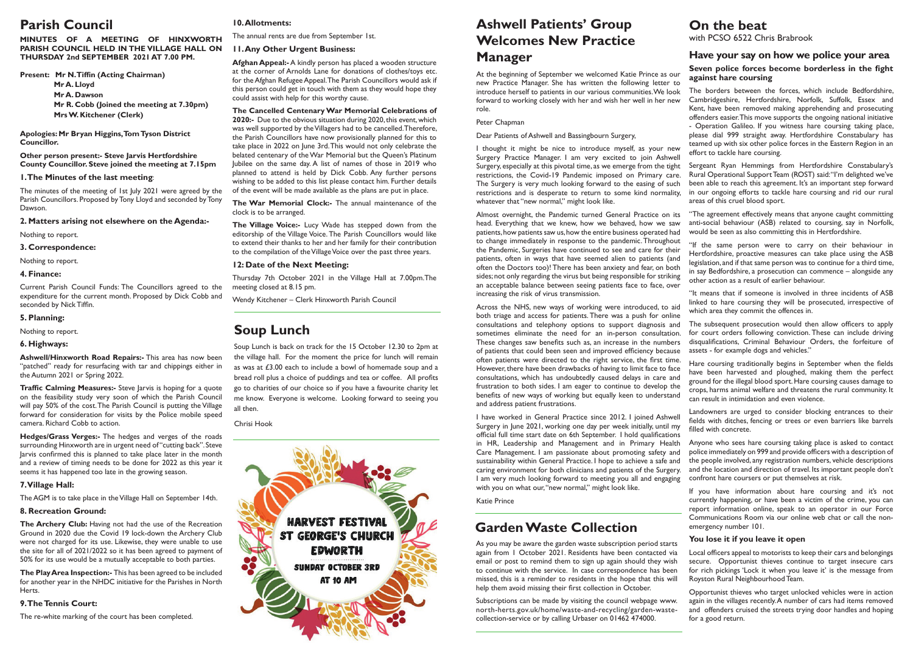# Parish Council

**MINUTES OF A MEETING OF HINXWORTH PARISH COUNCIL HELD IN THE VILLAGE HALL ON THURSDAY 2nd SEPTEMBER 2021 AT 7.00 PM.**

**Present: Mr N.Tiffin (Acting Chairman)**
**Mr A. Lloyd**
**Mr A. Dawson**
**Mr R. Cobb (Joined the meeting at 7.30pm)**
**Mrs W. Kitchener (Clerk)**

**Apologies: Mr Bryan Higgins, Tom Tyson District Councillor.**

**Other person present:- Steve Jarvis Hertfordshire County Councillor. Steve joined the meeting at 7.15pm**

### 1. The Minutes of the last meeting:

The minutes of the meeting of 1st July 2021 were agreed by the Parish Councillors. Proposed by Tony Lloyd and seconded by Tony Dawson.

### 2. Matters arising not elsewhere on the Agenda:-

Nothing to report.

### 3. Correspondence:

Nothing to report.

### 4. Finance:

Current Parish Council Funds: The Councillors agreed to the expenditure for the current month. Proposed by Dick Cobb and seconded by Nick Tiffin.

### 5. Planning:

Nothing to report.

### 6. Highways:

**Ashwell/Hinxworth Road Repairs:-** This area has now been "patched" ready for resurfacing with tar and chippings either in the Autumn 2021 or Spring 2022.

**Traffic Calming Measures:-** Steve Jarvis is hoping for a quote on the feasibility study very soon of which the Parish Council will pay 50% of the cost. The Parish Council is putting the Village forward for consideration for visits by the Police mobile speed camera. Richard Cobb to action.

**Hedges/Grass Verges:-** The hedges and verges of the roads surrounding Hinxworth are in urgent need of "cutting back". Steve Jarvis confirmed this is planned to take place later in the month and a review of timing needs to be done for 2022 as this year it seems it has happened too late in the growing season.

### 7. Village Hall:

The AGM is to take place in the Village Hall on September 14th.

### 8. Recreation Ground:

**The Archery Club:** Having not had the use of the Recreation Ground in 2020 due the Covid 19 lock-down the Archery Club were not charged for its use. Likewise, they were unable to use the site for all of 2021/2022 so it has been agreed to payment of 50% for its use would be a mutually acceptable to both parties.

**The Play Area Inspection:-** This has been agreed to be included for another year in the NHDC initiative for the Parishes in North Herts.

### 9. The Tennis Court:

The re-white marking of the court has been completed.

### 10. Allotments:

The annual rents are due from September 1st.

### 11. Any Other Urgent Business:

**Afghan Appeal:-** A kindly person has placed a wooden structure at the corner of Arnolds Lane for donations of clothes/toys etc. for the Afghan Refugee Appeal. The Parish Councillors would ask if this person could get in touch with them as they would hope they could assist with help for this worthy cause.

**The Cancelled Centenary War Memorial Celebrations of 2020:-** Due to the obvious situation during 2020, this event, which was well supported by the Villagers had to be cancelled. Therefore, the Parish Councillors have now provisionally planned for this to take place in 2022 on June 3rd. This would not only celebrate the belated centenary of the War Memorial but the Queen's Platinum Jubilee on the same day. A list of names of those in 2019 who planned to attend is held by Dick Cobb. Any further persons wishing to be added to this list please contact him. Further details of the event will be made available as the plans are put in place.

**The War Memorial Clock:-** The annual maintenance of the clock is to be arranged.

**The Village Voice:-** Lucy Wade has stepped down from the editorship of the Village Voice. The Parish Councillors would like to extend their thanks to her and her family for their contribution to the compilation of the Village Voice over the past three years.

### 12: Date of the Next Meeting:

Thursday 7th October 2021 in the Village Hall at 7.00pm. The meeting closed at 8.15 pm.

Wendy Kitchener – Clerk Hinxworth Parish Council

# Soup Lunch

Soup Lunch is back on track for the 15 October 12.30 to 2pm at the village hall. For the moment the price for lunch will remain as was at £3.00 each to include a bowl of homemade soup and a bread roll plus a choice of puddings and tea or coffee. All profits go to charities of our choice so if you have a favourite charity let me know. Everyone is welcome. Looking forward to seeing you all then.

Chrisi Hook

HARVEST FESTIVAL
ST GEORGE'S CHURCH
EDWORTH
SUNDAY OCTOBER 3RD
AT 10 AM

# Ashwell Patients' Group Welcomes New Practice Manager

At the beginning of September we welcomed Katie Prince as our new Practice Manager. She has written the following letter to introduce herself to patients in our various communities. We look forward to working closely with her and wish her well in her new role.

Peter Chapman

Dear Patients of Ashwell and Bassingbourn Surgery,

I thought it might be nice to introduce myself, as your new Surgery Practice Manager. I am very excited to join Ashwell Surgery, especially at this pivotal time, as we emerge from the tight restrictions, the Covid-19 Pandemic imposed on Primary care. The Surgery is very much looking forward to the easing of such restrictions and is desperate to return to some kind normality, whatever that "new normal," might look like.

Almost overnight, the Pandemic turned General Practice on its head. Everything that we knew, how we behaved, how we saw patients, how patients saw us, how the entire business operated had to change immediately in response to the pandemic. Throughout the Pandemic, Surgeries have continued to see and care for their patients, often in ways that have seemed alien to patients (and often the Doctors too)! There has been anxiety and fear, on both sides; not only regarding the virus but being responsible for striking an acceptable balance between seeing patients face to face, over increasing the risk of virus transmission.

Across the NHS, new ways of working were introduced, to aid both triage and access for patients. There was a push for online consultations and telephony options to support diagnosis and sometimes eliminate the need for an in-person consultation. These changes saw benefits such as, an increase in the numbers of patients that could been seen and improved efficiency because often patients were directed to the right service, the first time. However, there have been drawbacks of having to limit face to face consultations, which has undoubtedly caused delays in care and frustration to both sides. I am eager to continue to develop the benefits of new ways of working but equally keen to understand and address patient frustrations.

I have worked in General Practice since 2012. I joined Ashwell Surgery in June 2021, working one day per week initially, until my official full time start date on 6th September. I hold qualifications in HR, Leadership and Management and in Primary Health Care Management. I am passionate about promoting safety and sustainability within General Practice. I hope to achieve a safe and caring environment for both clinicians and patients of the Surgery. I am very much looking forward to meeting you all and engaging with you on what our, "new normal," might look like.

Katie Prince

# Garden Waste Collection

As you may be aware the garden waste subscription period starts again from 1 October 2021. Residents have been contacted via email or post to remind them to sign up again should they wish to continue with the service. In case correspondence has been missed, this is a reminder to residents in the hope that this will help them avoid missing their first collection in October.

Subscriptions can be made by visiting the council webpage www.north-herts.gov.uk/home/waste-and-recycling/garden-waste-collection-service or by calling Urbaser on 01462 474000.

# On the beat

with PCSO 6522 Chris Brabrook

## Have your say on how we police your area

### Seven police forces become borderless in the fight against hare coursing

The borders between the forces, which include Bedfordshire, Cambridgeshire, Hertfordshire, Norfolk, Suffolk, Essex and Kent, have been removed making apprehending and prosecuting offenders easier. This move supports the ongoing national initiative - Operation Galileo. If you witness hare coursing taking place, please dial 999 straight away. Hertfordshire Constabulary has teamed up with six other police forces in the Eastern Region in an effort to tackle hare coursing.

Sergeant Ryan Hemmings from Hertfordshire Constabulary's Rural Operational Support Team (ROST) said: "I'm delighted we've been able to reach this agreement. It's an important step forward in our ongoing efforts to tackle hare coursing and rid our rural areas of this cruel blood sport.

"The agreement effectively means that anyone caught committing anti-social behaviour (ASB) related to coursing, say in Norfolk, would be seen as also committing this in Hertfordshire.

"If the same person were to carry on their behaviour in Hertfordshire, proactive measures can take place using the ASB legislation, and if that same person was to continue for a third time, in say Bedfordshire, a prosecution can commence – alongside any other action as a result of earlier behaviour.

"It means that if someone is involved in three incidents of ASB linked to hare coursing they will be prosecuted, irrespective of which area they commit the offences in.

The subsequent prosecution would then allow officers to apply for court orders following conviction. These can include driving disqualifications, Criminal Behaviour Orders, the forfeiture of assets - for example dogs and vehicles."

Hare coursing traditionally begins in September when the fields have been harvested and ploughed, making them the perfect ground for the illegal blood sport. Hare coursing causes damage to crops, harms animal welfare and threatens the rural community. It can result in intimidation and even violence.

Landowners are urged to consider blocking entrances to their fields with ditches, fencing or trees or even barriers like barrels filled with concrete.

Anyone who sees hare coursing taking place is asked to contact police immediately on 999 and provide officers with a description of the people involved, any registration numbers, vehicle descriptions and the location and direction of travel. Its important people don't confront hare coursers or put themselves at risk.

If you have information about hare coursing and it's not currently happening, or have been a victim of the crime, you can report information online, speak to an operator in our Force Communications Room via our online web chat or call the non-emergency number 101.

### You lose it if you leave it open

Local officers appeal to motorists to keep their cars and belongings secure. Opportunist thieves continue to target insecure cars for rich pickings 'Lock it when you leave it' is the message from Royston Rural Neighbourhood Team.

Opportunist thieves who target unlocked vehicles were in action again in the villages recently. A number of cars had items removed and offenders cruised the streets trying door handles and hoping for a good return.